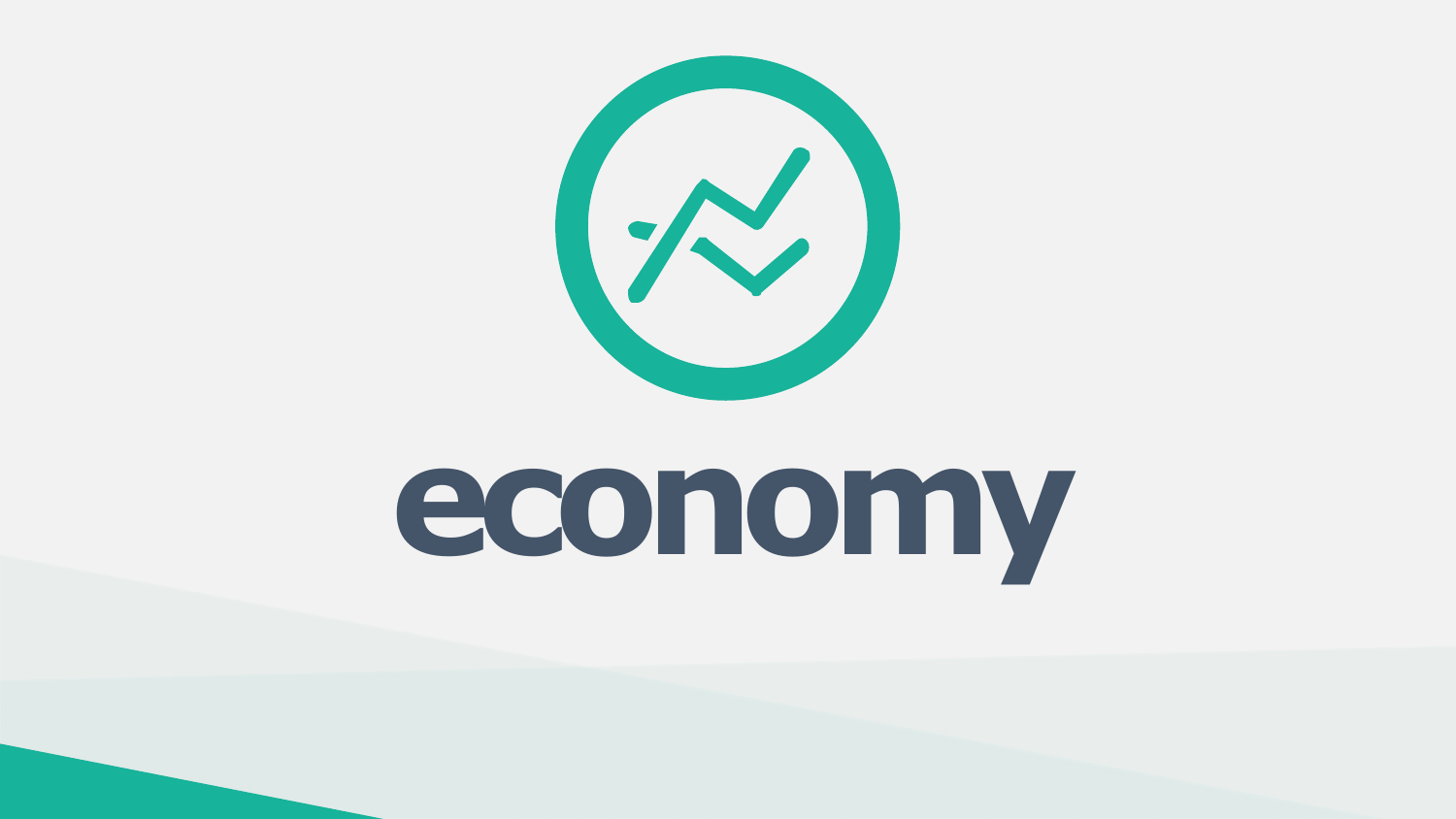# economy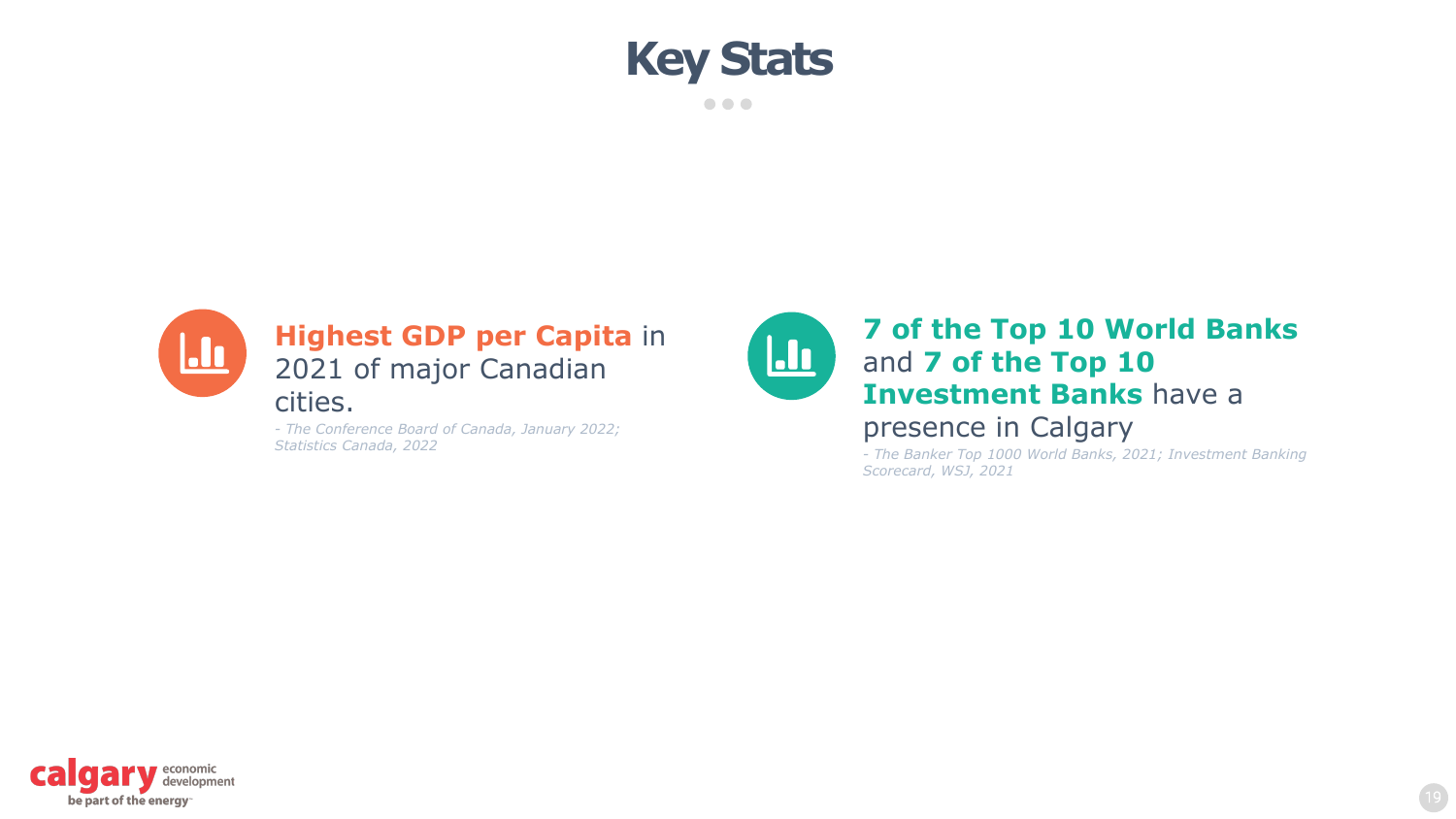# Key Stats

**Highest GDP per Capita** in 2021 of major Canadian cities.

*- The Conference Board of Canada, January 2022; Statistics Canada, 2022*

**7 of the Top 10 World Banks** and **7 of the Top 10 Investment Banks** have a presence in Calgary

*- The Banker Top 1000 World Banks, 2021; Investment Banking Scorecard, WSJ, 2021*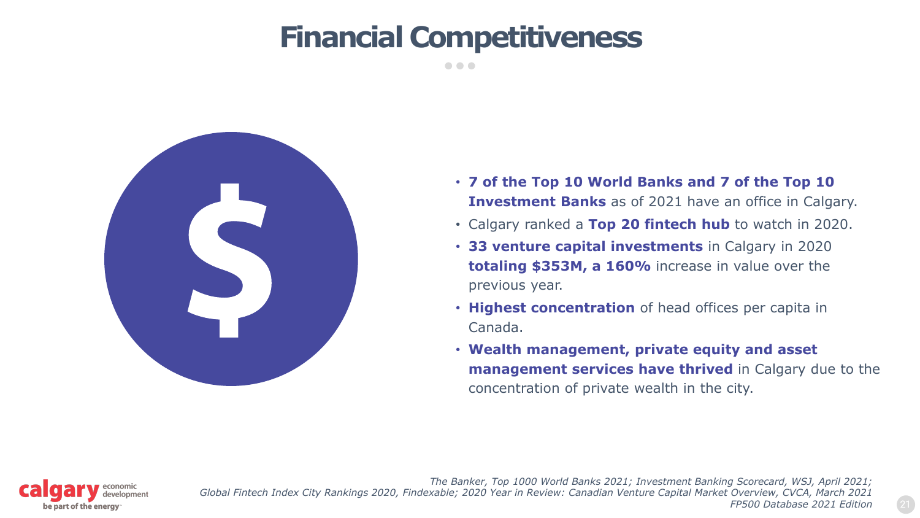# Financial Competitiveness

- **7 of the Top 10 World Banks and 7 of the Top 10 Investment Banks** as of 2021 have an office in Calgary.
- Calgary ranked a **Top 20 fintech hub** to watch in 2020.
- **33 venture capital investments** in Calgary in 2020 **totaling $353M, a 160%** increase in value over the previous year.
- **Highest concentration** of head offices per capita in Canada.
- **Wealth management, private equity and asset management services have thrived** in Calgary due to the concentration of private wealth in the city.

*The Banker, Top 1000 World Banks 2021; Investment Banking Scorecard, WSJ, April 2021; Global Fintech Index City Rankings 2020, Findexable; 2020 Year in Review: Canadian Venture Capital Market Overview, CVCA, March 2021 FP500 Database 2021 Edition*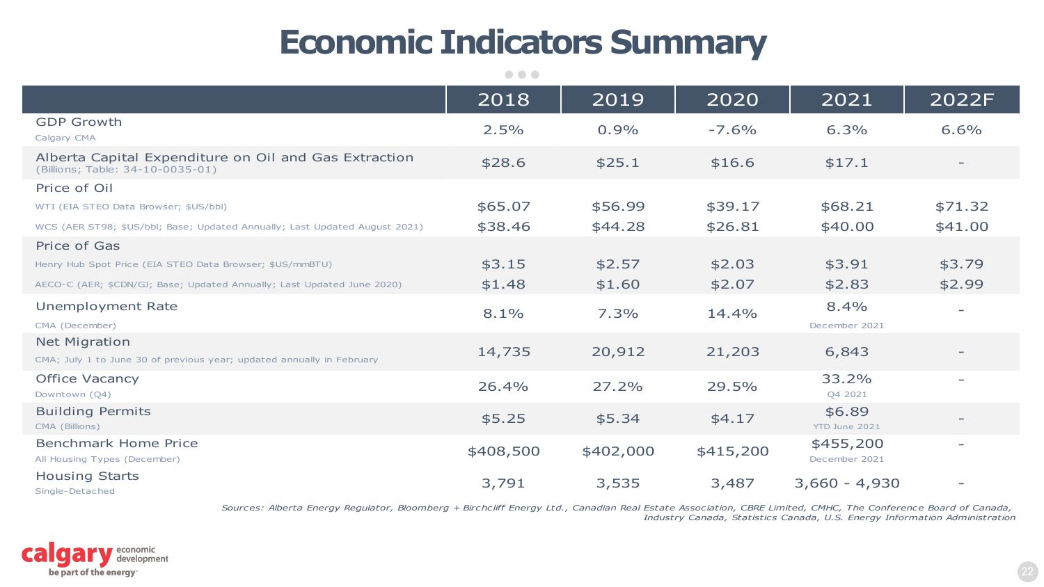# Economic Indicators Summary

| | 2018 | 2019 | 2020 | 2021 | 2022F |
|---|---|---|---|---|---|
| GDP Growth<br>Calgary CMA | 2.5% | 0.9% | -7.6% | 6.3% | 6.6% |
| Alberta Capital Expenditure on Oil and Gas Extraction<br>(Billions; Table: 34-10-0035-01) | $28.6 | $25.1 | $16.6 | $17.1 | - |
| Price of Oil | | | | | |
| WTI (EIA STEO Data Browser; $US/bbl) | $65.07 | $56.99 | $39.17 | $68.21 | $71.32 |
| WCS (AER ST98; $US/bbl; Base; Updated Annually; Last Updated August 2021) | $38.46 | $44.28 | $26.81 | $40.00 | $41.00 |
| Price of Gas | | | | | |
| Henry Hub Spot Price (EIA STEO Data Browser; $US/mmBTU) | $3.15 | $2.57 | $2.03 | $3.91 | $3.79 |
| AECO-C (AER; $CDN/GJ; Base; Updated Annually; Last Updated June 2020) | $1.48 | $1.60 | $2.07 | $2.83 | $2.99 |
| Unemployment Rate<br>CMA (December) | 8.1% | 7.3% | 14.4% | 8.4%<br>December 2021 | - |
| Net Migration<br>CMA; July 1 to June 30 of previous year; updated annually in February | 14,735 | 20,912 | 21,203 | 6,843 | - |
| Office Vacancy<br>Downtown (Q4) | 26.4% | 27.2% | 29.5% | 33.2%<br>Q4 2021 | - |
| Building Permits<br>CMA (Billions) | $5.25 | $5.34 | $4.17 | $6.89<br>YTD June 2021 | - |
| Benchmark Home Price<br>All Housing Types (December) | $408,500 | $402,000 | $415,200 | $455,200<br>December 2021 | - |
| Housing Starts<br>Single-Detached | 3,791 | 3,535 | 3,487 | 3,660 - 4,930 | - |

*Sources: Alberta Energy Regulator, Bloomberg + Birchcliff Energy Ltd., Canadian Real Estate Association, CBRE Limited, CMHC, The Conference Board of Canada, Industry Canada, Statistics Canada, U.S. Energy Information Administration*

calgary economic development
be part of the energy™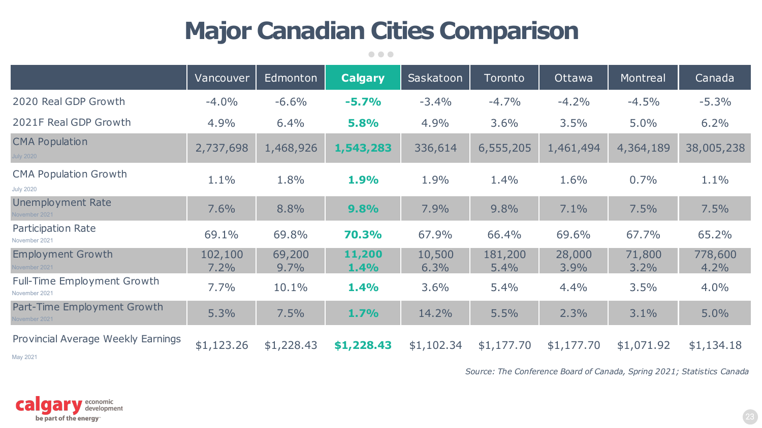# Major Canadian Cities Comparison

| | Vancouver | Edmonton | **Calgary** | Saskatoon | Toronto | Ottawa | Montreal | Canada |
|---|---|---|---|---|---|---|---|---|
| 2020 Real GDP Growth | -4.0% | -6.6% | **-5.7%** | -3.4% | -4.7% | -4.2% | -4.5% | -5.3% |
| 2021F Real GDP Growth | 4.9% | 6.4% | **5.8%** | 4.9% | 3.6% | 3.5% | 5.0% | 6.2% |
| CMA Population July 2020 | 2,737,698 | 1,468,926 | **1,543,283** | 336,614 | 6,555,205 | 1,461,494 | 4,364,189 | 38,005,238 |
| CMA Population Growth July 2020 | 1.1% | 1.8% | **1.9%** | 1.9% | 1.4% | 1.6% | 0.7% | 1.1% |
| Unemployment Rate November 2021 | 7.6% | 8.8% | **9.8%** | 7.9% | 9.8% | 7.1% | 7.5% | 7.5% |
| Participation Rate November 2021 | 69.1% | 69.8% | **70.3%** | 67.9% | 66.4% | 69.6% | 67.7% | 65.2% |
| Employment Growth November 2021 | 102,100 7.2% | 69,200 9.7% | **11,200 1.4%** | 10,500 6.3% | 181,200 5.4% | 28,000 3.9% | 71,800 3.2% | 778,600 4.2% |
| Full-Time Employment Growth November 2021 | 7.7% | 10.1% | **1.4%** | 3.6% | 5.4% | 4.4% | 3.5% | 4.0% |
| Part-Time Employment Growth November 2021 | 5.3% | 7.5% | **1.7%** | 14.2% | 5.5% | 2.3% | 3.1% | 5.0% |
| Provincial Average Weekly Earnings May 2021 | $1,123.26 | $1,228.43 | **$1,228.43** | $1,102.34 | $1,177.70 | $1,177.70 | $1,071.92 | $1,134.18 |

*Source: The Conference Board of Canada, Spring 2021; Statistics Canada*

calgary economic development
be part of the energy™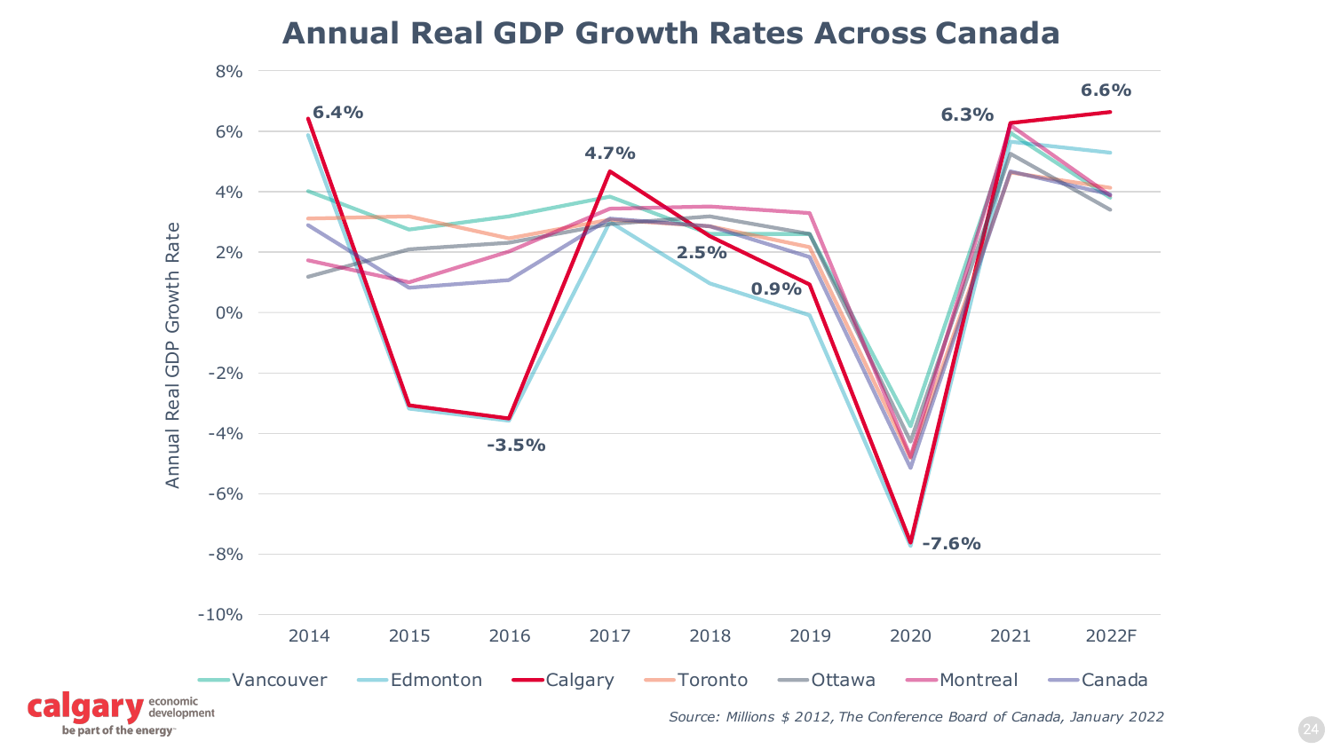# Annual Real GDP Growth Rates Across Canada

Annual Real GDP Growth Rate

8%, 6%, 4%, 2%, 0%, -2%, -4%, -6%, -8%, -10%

2014, 2015, 2016, 2017, 2018, 2019, 2020, 2021, 2022F

Calgary: 6.4% (2014), -3.5% (2016), 4.7% (2017), 2.5% (2018), 0.9% (2019), -7.6% (2020), 6.3% (2021), 6.6% (2022F)

Vancouver, Edmonton, Calgary, Toronto, Ottawa, Montreal, Canada

*Source: Millions $ 2012, The Conference Board of Canada, January 2022*

calgary economic development — be part of the energy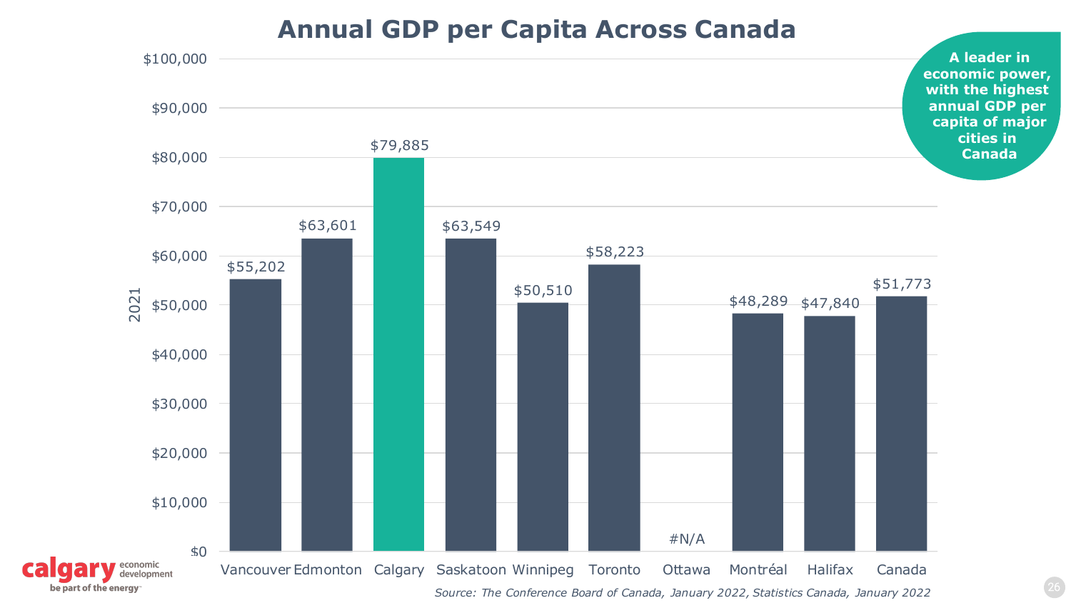# Annual GDP per Capita Across Canada

**A leader in economic power, with the highest annual GDP per capita of major cities in Canada**

| City | 2021 |
| --- | --- |
| Vancouver | $55,202 |
| Edmonton | $63,601 |
| Calgary | $79,885 |
| Saskatoon | $63,549 |
| Winnipeg | $50,510 |
| Toronto | $58,223 |
| Ottawa | #N/A |
| Montréal | $48,289 |
| Halifax | $47,840 |
| Canada | $51,773 |

*Source: The Conference Board of Canada, January 2022, Statistics Canada, January 2022*

calgary economic development
be part of the energy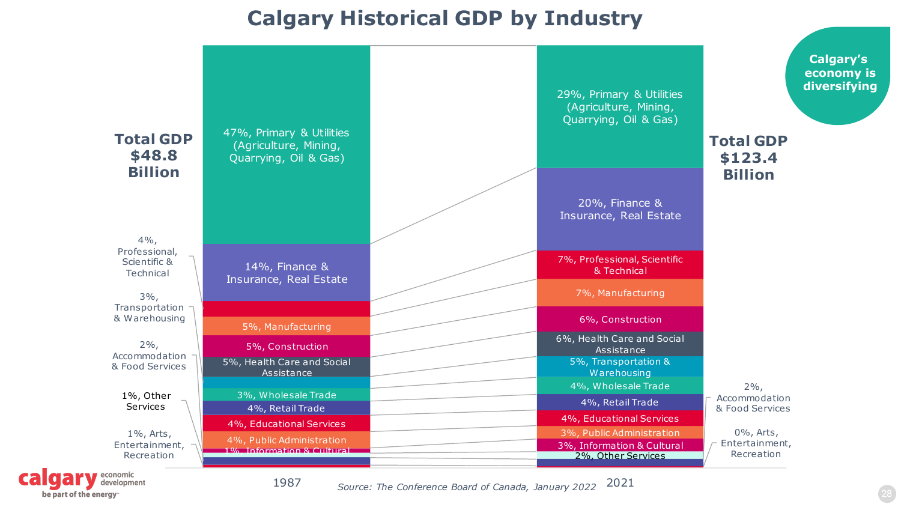# Calgary Historical GDP by Industry

**Calgary's economy is diversifying**

| Industry | 1987 | 2021 |
|---|---|---|
| Primary & Utilities (Agriculture, Mining, Quarrying, Oil & Gas) | 47% | 29% |
| Finance & Insurance, Real Estate | 14% | 20% |
| Professional, Scientific & Technical | 4% | 7% |
| Manufacturing | 5% | 7% |
| Construction | 5% | 6% |
| Health Care and Social Assistance | 5% | 6% |
| Transportation & Warehousing | 3% | 5% |
| Wholesale Trade | 3% | 4% |
| Retail Trade | 4% | 4% |
| Educational Services | 4% | 4% |
| Public Administration | 4% | 3% |
| Information & Cultural | 1% | 3% |
| Other Services | 1% | 2% |
| Accommodation & Food Services | 2% | 2% |
| Arts, Entertainment, Recreation | 1% | 0% |
| **Total GDP** | **$48.8 Billion** | **$123.4 Billion** |

*Source: The Conference Board of Canada, January 2022*

calgary economic development — be part of the energy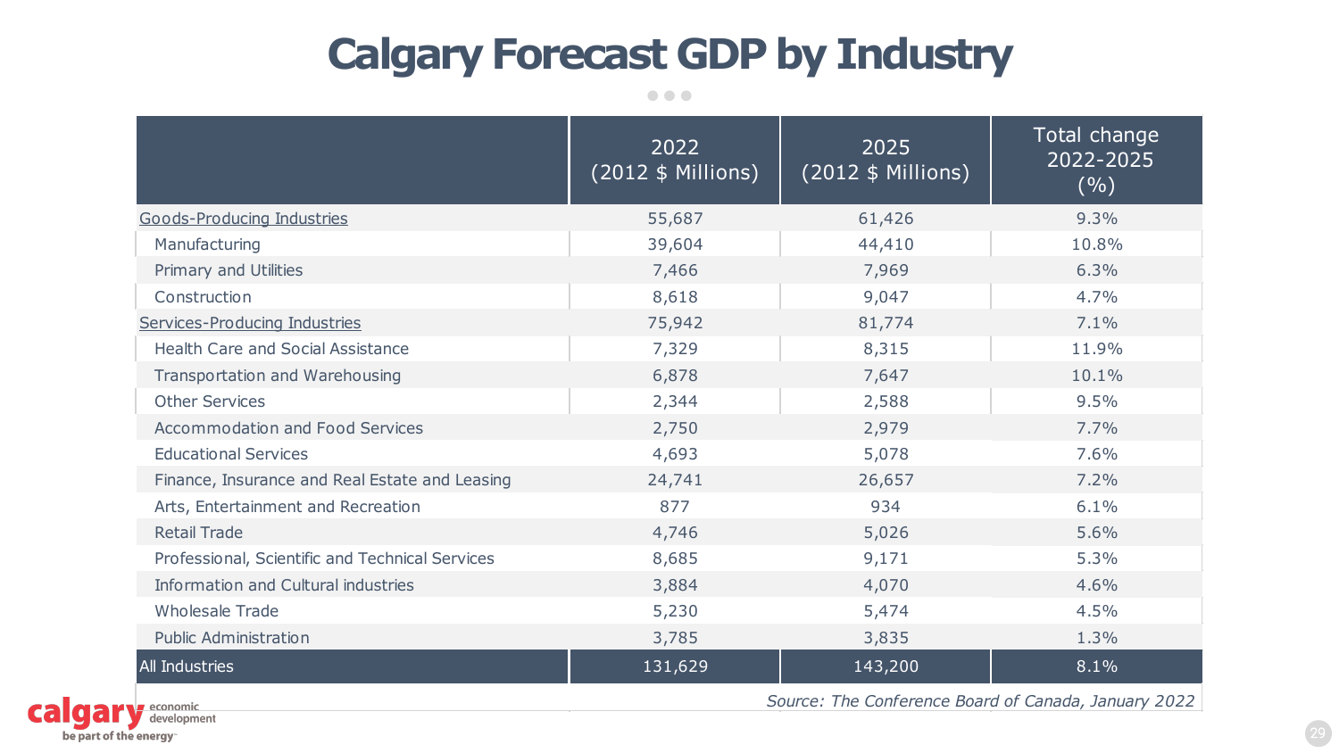# Calgary Forecast GDP by Industry

| | 2022 (2012 $ Millions) | 2025 (2012 $ Millions) | Total change 2022-2025 (%) |
|---|---|---|---|
| Goods-Producing Industries | 55,687 | 61,426 | 9.3% |
| Manufacturing | 39,604 | 44,410 | 10.8% |
| Primary and Utilities | 7,466 | 7,969 | 6.3% |
| Construction | 8,618 | 9,047 | 4.7% |
| Services-Producing Industries | 75,942 | 81,774 | 7.1% |
| Health Care and Social Assistance | 7,329 | 8,315 | 11.9% |
| Transportation and Warehousing | 6,878 | 7,647 | 10.1% |
| Other Services | 2,344 | 2,588 | 9.5% |
| Accommodation and Food Services | 2,750 | 2,979 | 7.7% |
| Educational Services | 4,693 | 5,078 | 7.6% |
| Finance, Insurance and Real Estate and Leasing | 24,741 | 26,657 | 7.2% |
| Arts, Entertainment and Recreation | 877 | 934 | 6.1% |
| Retail Trade | 4,746 | 5,026 | 5.6% |
| Professional, Scientific and Technical Services | 8,685 | 9,171 | 5.3% |
| Information and Cultural industries | 3,884 | 4,070 | 4.6% |
| Wholesale Trade | 5,230 | 5,474 | 4.5% |
| Public Administration | 3,785 | 3,835 | 1.3% |
| All Industries | 131,629 | 143,200 | 8.1% |

*Source: The Conference Board of Canada, January 2022*

calgary economic development — be part of the energy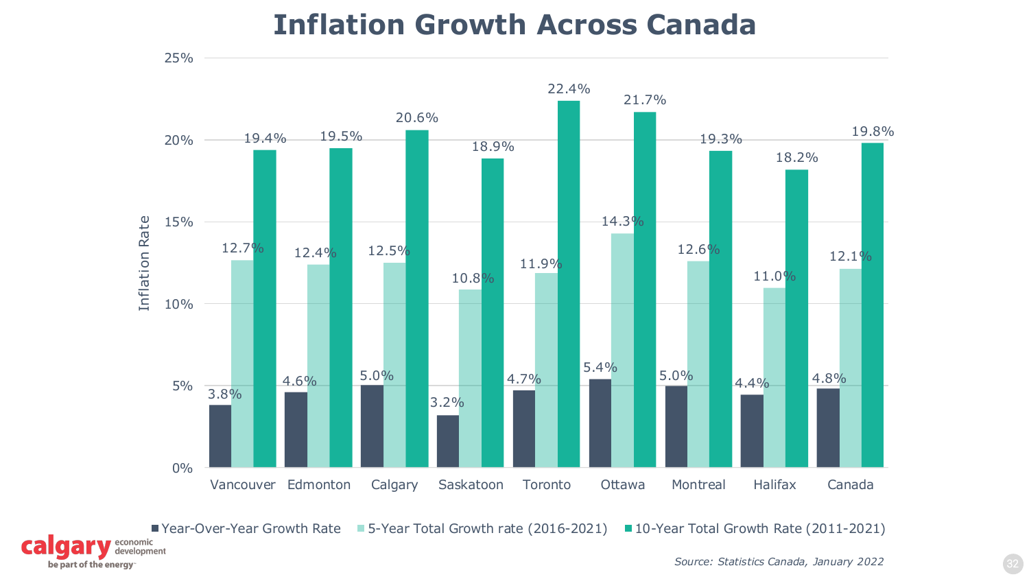# Inflation Growth Across Canada

| | Year-Over-Year Growth Rate | 5-Year Total Growth rate (2016-2021) | 10-Year Total Growth Rate (2011-2021) |
|---|---|---|---|
| Vancouver | 3.8% | 12.7% | 19.4% |
| Edmonton | 4.6% | 12.4% | 19.5% |
| Calgary | 5.0% | 12.5% | 20.6% |
| Saskatoon | 3.2% | 10.8% | 18.9% |
| Toronto | 4.7% | 11.9% | 22.4% |
| Ottawa | 5.4% | 14.3% | 21.7% |
| Montreal | 5.0% | 12.6% | 19.3% |
| Halifax | 4.4% | 11.0% | 18.2% |
| Canada | 4.8% | 12.1% | 19.8% |

*Source: Statistics Canada, January 2022*

calgary economic development
be part of the energy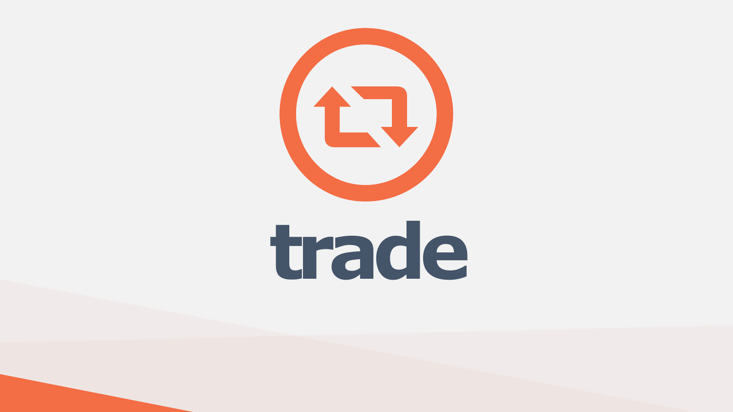trade